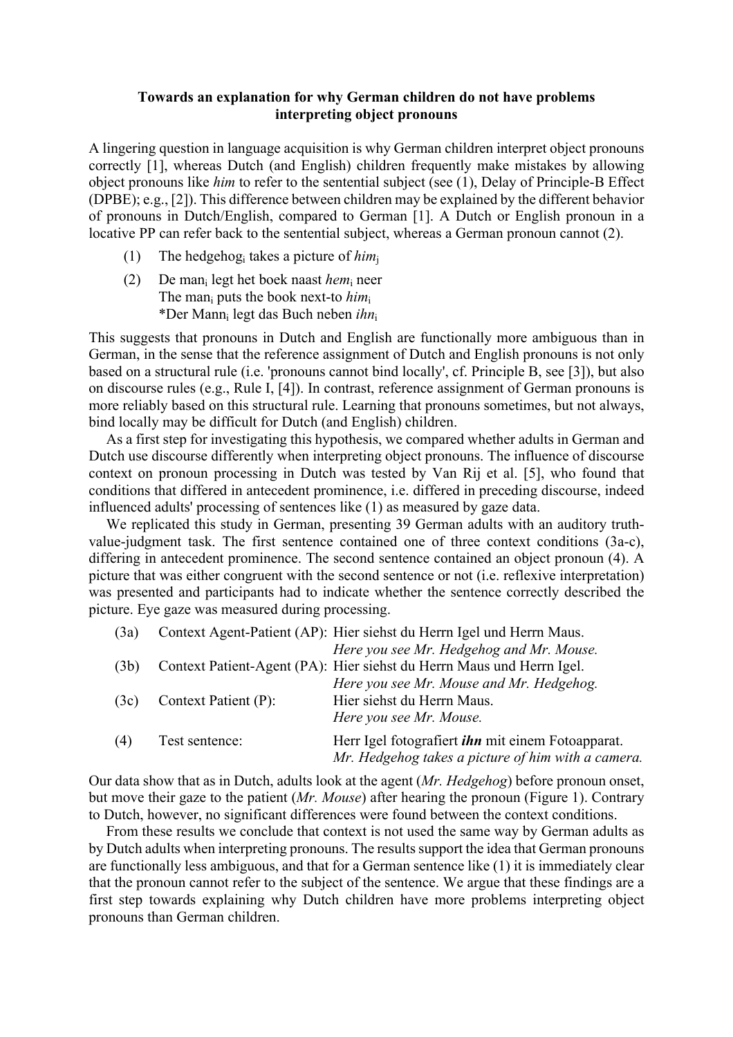# Towards an explanation for why German children do not have problems interpreting object pronouns

A lingering question in language acquisition is why German children interpret object pronouns correctly [1], whereas Dutch (and English) children frequently make mistakes by allowing object pronouns like *him* to refer to the sentential subject (see (1), Delay of Principle-B Effect (DPBE); e.g., [2]). This difference between children may be explained by the different behavior of pronouns in Dutch/English, compared to German [1]. A Dutch or English pronoun in a locative PP can refer back to the sentential subject, whereas a German pronoun cannot (2).

(1) The hedgehog$_i$ takes a picture of *him*$_j$

(2) De man$_i$ legt het boek naast *hem*$_i$ neer
The man$_i$ puts the book next-to *him*$_i$
*Der Mann$_i$ legt das Buch neben *ihn*$_i$

This suggests that pronouns in Dutch and English are functionally more ambiguous than in German, in the sense that the reference assignment of Dutch and English pronouns is not only based on a structural rule (i.e. 'pronouns cannot bind locally', cf. Principle B, see [3]), but also on discourse rules (e.g., Rule I, [4]). In contrast, reference assignment of German pronouns is more reliably based on this structural rule. Learning that pronouns sometimes, but not always, bind locally may be difficult for Dutch (and English) children.

As a first step for investigating this hypothesis, we compared whether adults in German and Dutch use discourse differently when interpreting object pronouns. The influence of discourse context on pronoun processing in Dutch was tested by Van Rij et al. [5], who found that conditions that differed in antecedent prominence, i.e. differed in preceding discourse, indeed influenced adults' processing of sentences like (1) as measured by gaze data.

We replicated this study in German, presenting 39 German adults with an auditory truth-value-judgment task. The first sentence contained one of three context conditions (3a-c), differing in antecedent prominence. The second sentence contained an object pronoun (4). A picture that was either congruent with the second sentence or not (i.e. reflexive interpretation) was presented and participants had to indicate whether the sentence correctly described the picture. Eye gaze was measured during processing.

| | | |
|---|---|---|
| (3a) | Context Agent-Patient (AP): | Hier siehst du Herrn Igel und Herrn Maus.<br>*Here you see Mr. Hedgehog and Mr. Mouse.* |
| (3b) | Context Patient-Agent (PA): | Hier siehst du Herrn Maus und Herrn Igel.<br>*Here you see Mr. Mouse and Mr. Hedgehog.* |
| (3c) | Context Patient (P): | Hier siehst du Herrn Maus.<br>*Here you see Mr. Mouse.* |
| (4) | Test sentence: | Herr Igel fotografiert ***ihn*** mit einem Fotoapparat.<br>*Mr. Hedgehog takes a picture of him with a camera.* |

Our data show that as in Dutch, adults look at the agent (*Mr. Hedgehog*) before pronoun onset, but move their gaze to the patient (*Mr. Mouse*) after hearing the pronoun (Figure 1). Contrary to Dutch, however, no significant differences were found between the context conditions.

From these results we conclude that context is not used the same way by German adults as by Dutch adults when interpreting pronouns. The results support the idea that German pronouns are functionally less ambiguous, and that for a German sentence like (1) it is immediately clear that the pronoun cannot refer to the subject of the sentence. We argue that these findings are a first step towards explaining why Dutch children have more problems interpreting object pronouns than German children.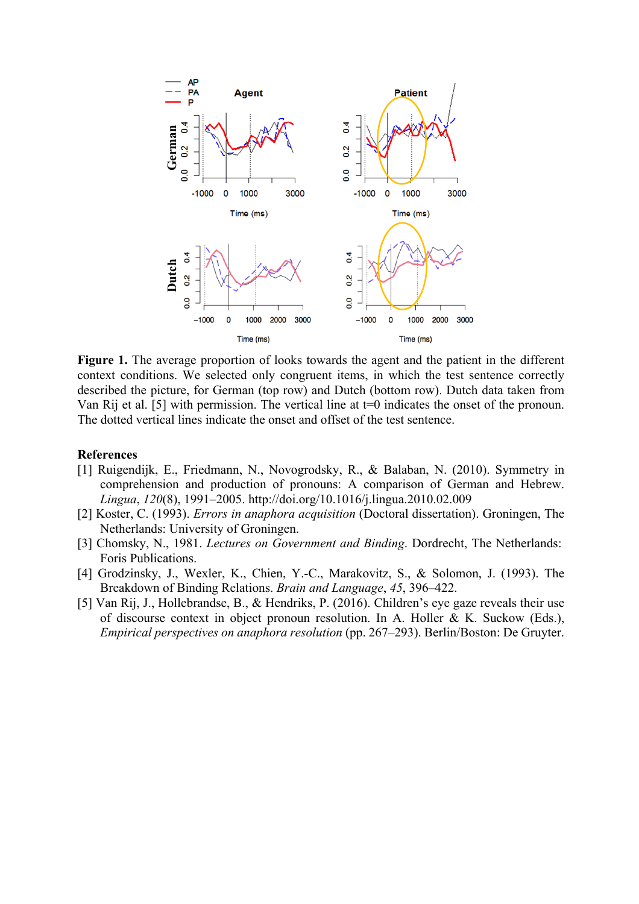AP
PA
P

Agent

Patient

German

Dutch

0.0 0.2 0.4

-1000 0 1000 3000

Time (ms)

-1000 0 1000 2000 3000

**Figure 1.** The average proportion of looks towards the agent and the patient in the different context conditions. We selected only congruent items, in which the test sentence correctly described the picture, for German (top row) and Dutch (bottom row). Dutch data taken from Van Rij et al. [5] with permission. The vertical line at t=0 indicates the onset of the pronoun. The dotted vertical lines indicate the onset and offset of the test sentence.

**References**

[1] Ruigendijk, E., Friedmann, N., Novogrodsky, R., & Balaban, N. (2010). Symmetry in comprehension and production of pronouns: A comparison of German and Hebrew. *Lingua*, *120*(8), 1991–2005. http://doi.org/10.1016/j.lingua.2010.02.009

[2] Koster, C. (1993). *Errors in anaphora acquisition* (Doctoral dissertation). Groningen, The Netherlands: University of Groningen.

[3] Chomsky, N., 1981. *Lectures on Government and Binding*. Dordrecht, The Netherlands: Foris Publications.

[4] Grodzinsky, J., Wexler, K., Chien, Y.-C., Marakovitz, S., & Solomon, J. (1993). The Breakdown of Binding Relations. *Brain and Language*, *45*, 396–422.

[5] Van Rij, J., Hollebrandse, B., & Hendriks, P. (2016). Children's eye gaze reveals their use of discourse context in object pronoun resolution. In A. Holler & K. Suckow (Eds.), *Empirical perspectives on anaphora resolution* (pp. 267–293). Berlin/Boston: De Gruyter.